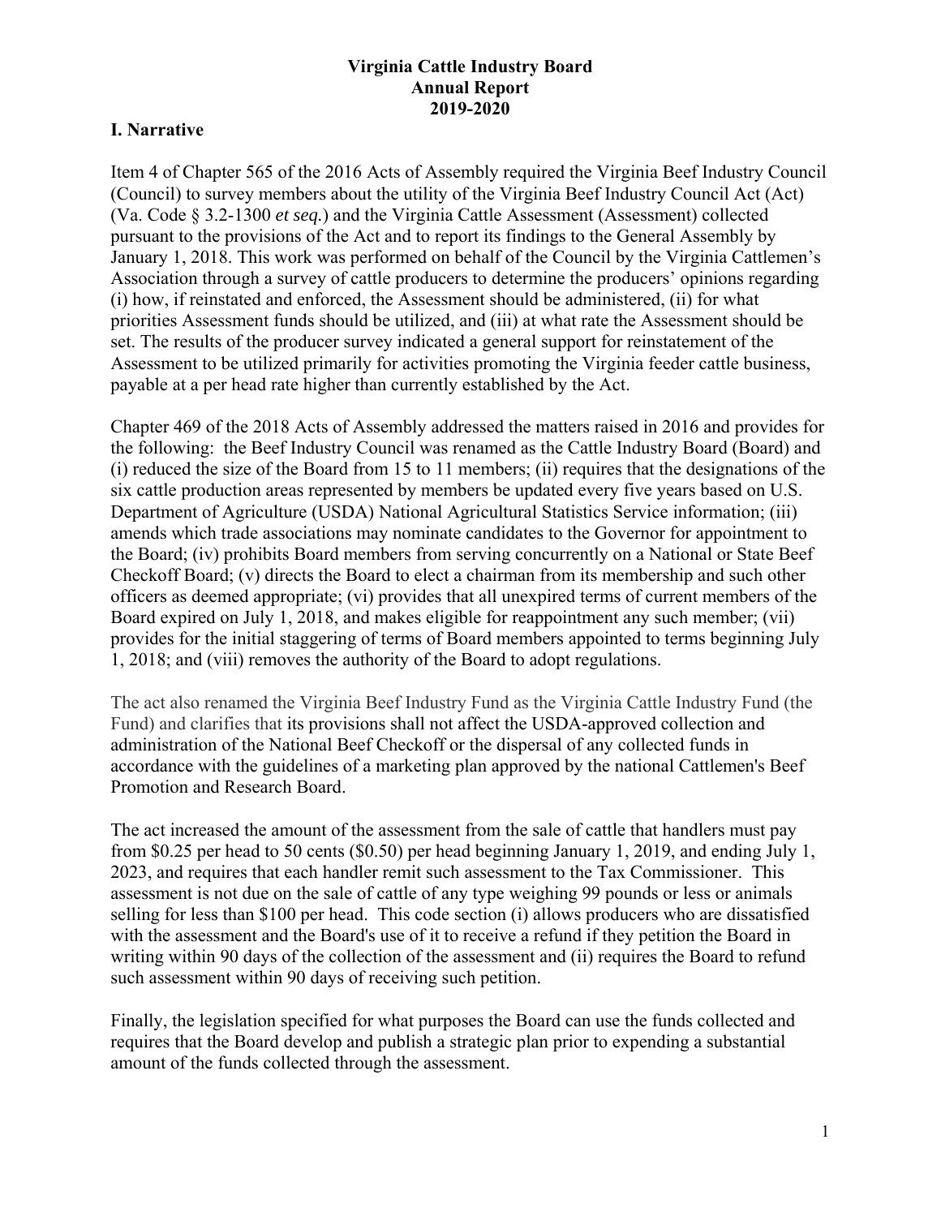**Virginia Cattle Industry Board**
**Annual Report**
**2019-2020**

## I. Narrative

Item 4 of Chapter 565 of the 2016 Acts of Assembly required the Virginia Beef Industry Council (Council) to survey members about the utility of the Virginia Beef Industry Council Act (Act) (Va. Code § 3.2-1300 *et seq.*) and the Virginia Cattle Assessment (Assessment) collected pursuant to the provisions of the Act and to report its findings to the General Assembly by January 1, 2018. This work was performed on behalf of the Council by the Virginia Cattlemen's Association through a survey of cattle producers to determine the producers' opinions regarding (i) how, if reinstated and enforced, the Assessment should be administered, (ii) for what priorities Assessment funds should be utilized, and (iii) at what rate the Assessment should be set. The results of the producer survey indicated a general support for reinstatement of the Assessment to be utilized primarily for activities promoting the Virginia feeder cattle business, payable at a per head rate higher than currently established by the Act.

Chapter 469 of the 2018 Acts of Assembly addressed the matters raised in 2016 and provides for the following: the Beef Industry Council was renamed as the Cattle Industry Board (Board) and (i) reduced the size of the Board from 15 to 11 members; (ii) requires that the designations of the six cattle production areas represented by members be updated every five years based on U.S. Department of Agriculture (USDA) National Agricultural Statistics Service information; (iii) amends which trade associations may nominate candidates to the Governor for appointment to the Board; (iv) prohibits Board members from serving concurrently on a National or State Beef Checkoff Board; (v) directs the Board to elect a chairman from its membership and such other officers as deemed appropriate; (vi) provides that all unexpired terms of current members of the Board expired on July 1, 2018, and makes eligible for reappointment any such member; (vii) provides for the initial staggering of terms of Board members appointed to terms beginning July 1, 2018; and (viii) removes the authority of the Board to adopt regulations.

The act also renamed the Virginia Beef Industry Fund as the Virginia Cattle Industry Fund (the Fund) and clarifies that its provisions shall not affect the USDA-approved collection and administration of the National Beef Checkoff or the dispersal of any collected funds in accordance with the guidelines of a marketing plan approved by the national Cattlemen's Beef Promotion and Research Board.

The act increased the amount of the assessment from the sale of cattle that handlers must pay from \$0.25 per head to 50 cents (\$0.50) per head beginning January 1, 2019, and ending July 1, 2023, and requires that each handler remit such assessment to the Tax Commissioner. This assessment is not due on the sale of cattle of any type weighing 99 pounds or less or animals selling for less than \$100 per head. This code section (i) allows producers who are dissatisfied with the assessment and the Board's use of it to receive a refund if they petition the Board in writing within 90 days of the collection of the assessment and (ii) requires the Board to refund such assessment within 90 days of receiving such petition.

Finally, the legislation specified for what purposes the Board can use the funds collected and requires that the Board develop and publish a strategic plan prior to expending a substantial amount of the funds collected through the assessment.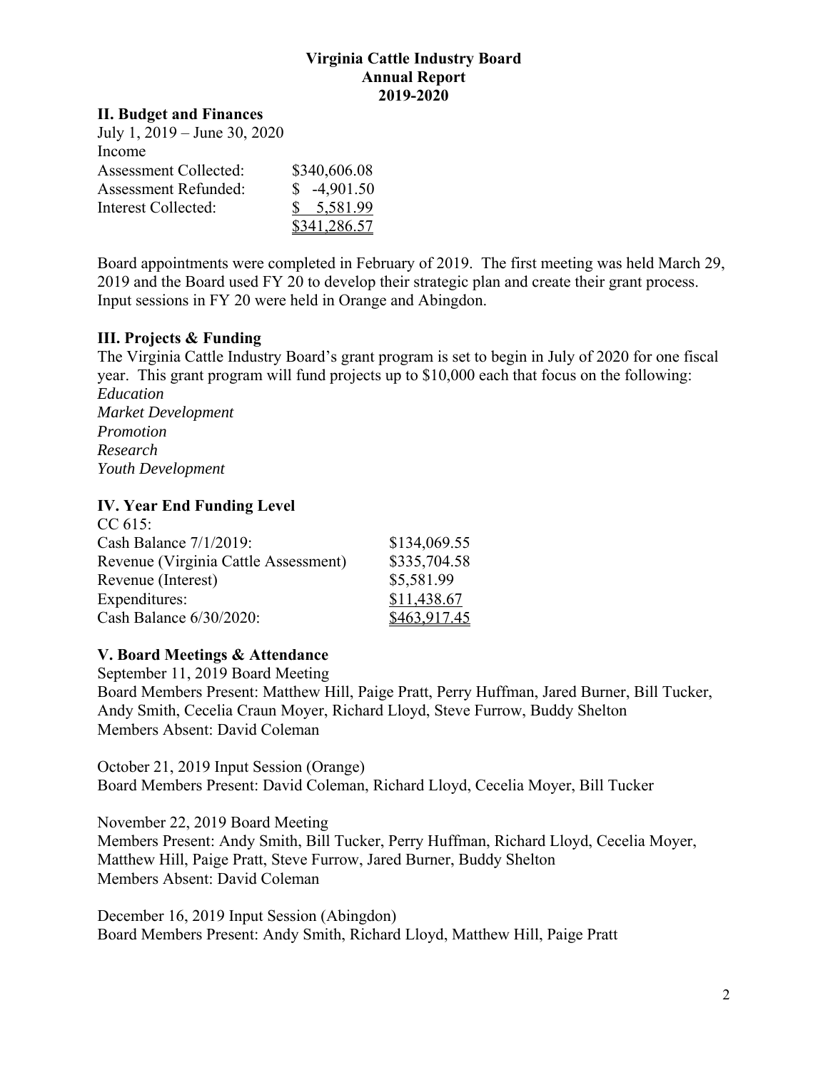**Virginia Cattle Industry Board**
**Annual Report**
**2019-2020**

## II. Budget and Finances

July 1, 2019 – June 30, 2020

| Income | |
|---|---|
| Assessment Collected: | $340,606.08 |
| Assessment Refunded: | $ -4,901.50 |
| Interest Collected: | $ 5,581.99 |
| | $341,286.57 |

Board appointments were completed in February of 2019. The first meeting was held March 29, 2019 and the Board used FY 20 to develop their strategic plan and create their grant process. Input sessions in FY 20 were held in Orange and Abingdon.

## III. Projects & Funding

The Virginia Cattle Industry Board's grant program is set to begin in July of 2020 for one fiscal year. This grant program will fund projects up to $10,000 each that focus on the following:

*Education*
*Market Development*
*Promotion*
*Research*
*Youth Development*

## IV. Year End Funding Level

| CC 615: | |
|---|---|
| Cash Balance 7/1/2019: | $134,069.55 |
| Revenue (Virginia Cattle Assessment) | $335,704.58 |
| Revenue (Interest) | $5,581.99 |
| Expenditures: | $11,438.67 |
| Cash Balance 6/30/2020: | $463,917.45 |

## V. Board Meetings & Attendance

September 11, 2019 Board Meeting
Board Members Present: Matthew Hill, Paige Pratt, Perry Huffman, Jared Burner, Bill Tucker, Andy Smith, Cecelia Craun Moyer, Richard Lloyd, Steve Furrow, Buddy Shelton
Members Absent: David Coleman

October 21, 2019 Input Session (Orange)
Board Members Present: David Coleman, Richard Lloyd, Cecelia Moyer, Bill Tucker

November 22, 2019 Board Meeting
Members Present: Andy Smith, Bill Tucker, Perry Huffman, Richard Lloyd, Cecelia Moyer, Matthew Hill, Paige Pratt, Steve Furrow, Jared Burner, Buddy Shelton
Members Absent: David Coleman

December 16, 2019 Input Session (Abingdon)
Board Members Present: Andy Smith, Richard Lloyd, Matthew Hill, Paige Pratt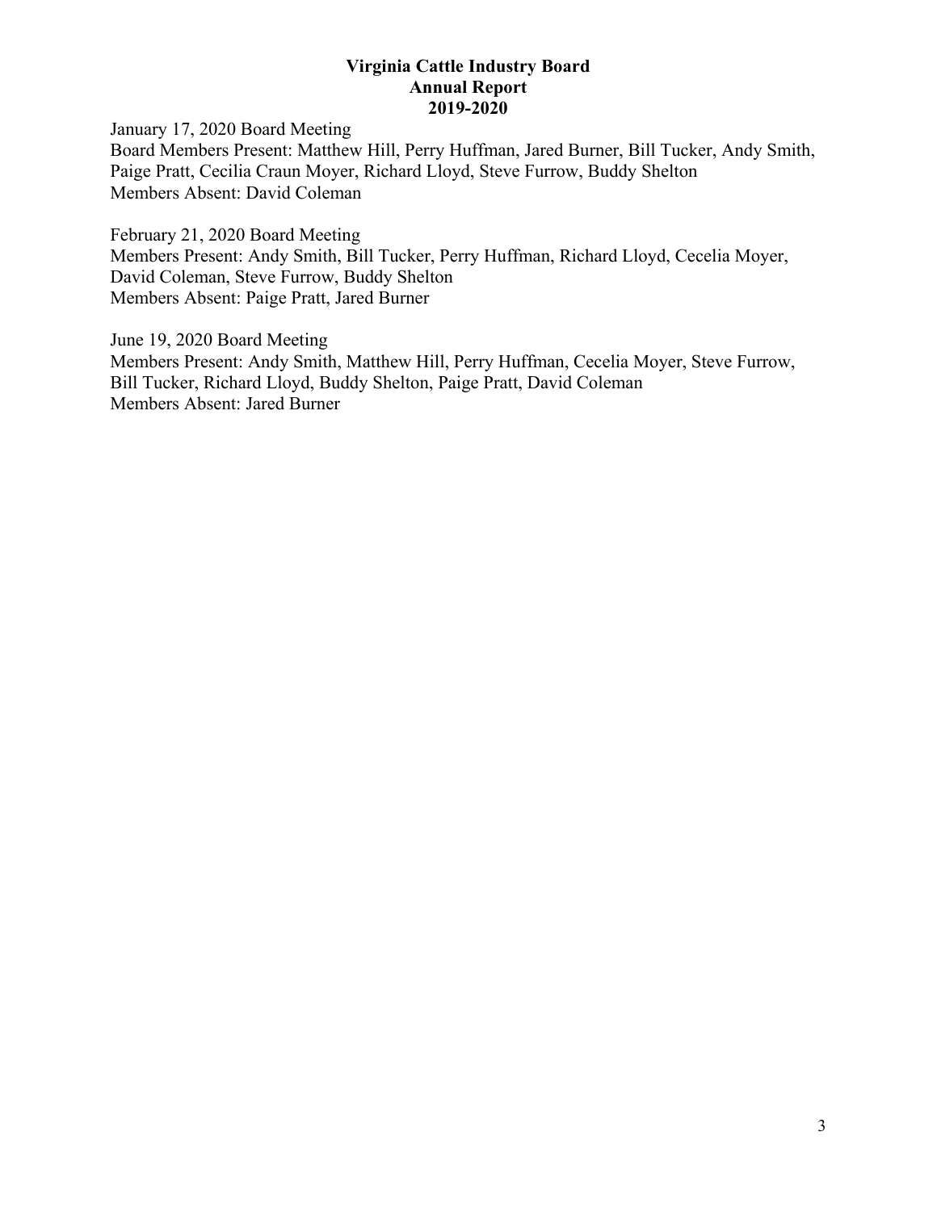**Virginia Cattle Industry Board**
**Annual Report**
**2019-2020**

January 17, 2020 Board Meeting
Board Members Present: Matthew Hill, Perry Huffman, Jared Burner, Bill Tucker, Andy Smith, Paige Pratt, Cecilia Craun Moyer, Richard Lloyd, Steve Furrow, Buddy Shelton
Members Absent: David Coleman

February 21, 2020 Board Meeting
Members Present: Andy Smith, Bill Tucker, Perry Huffman, Richard Lloyd, Cecelia Moyer, David Coleman, Steve Furrow, Buddy Shelton
Members Absent: Paige Pratt, Jared Burner

June 19, 2020 Board Meeting
Members Present: Andy Smith, Matthew Hill, Perry Huffman, Cecelia Moyer, Steve Furrow, Bill Tucker, Richard Lloyd, Buddy Shelton, Paige Pratt, David Coleman
Members Absent: Jared Burner